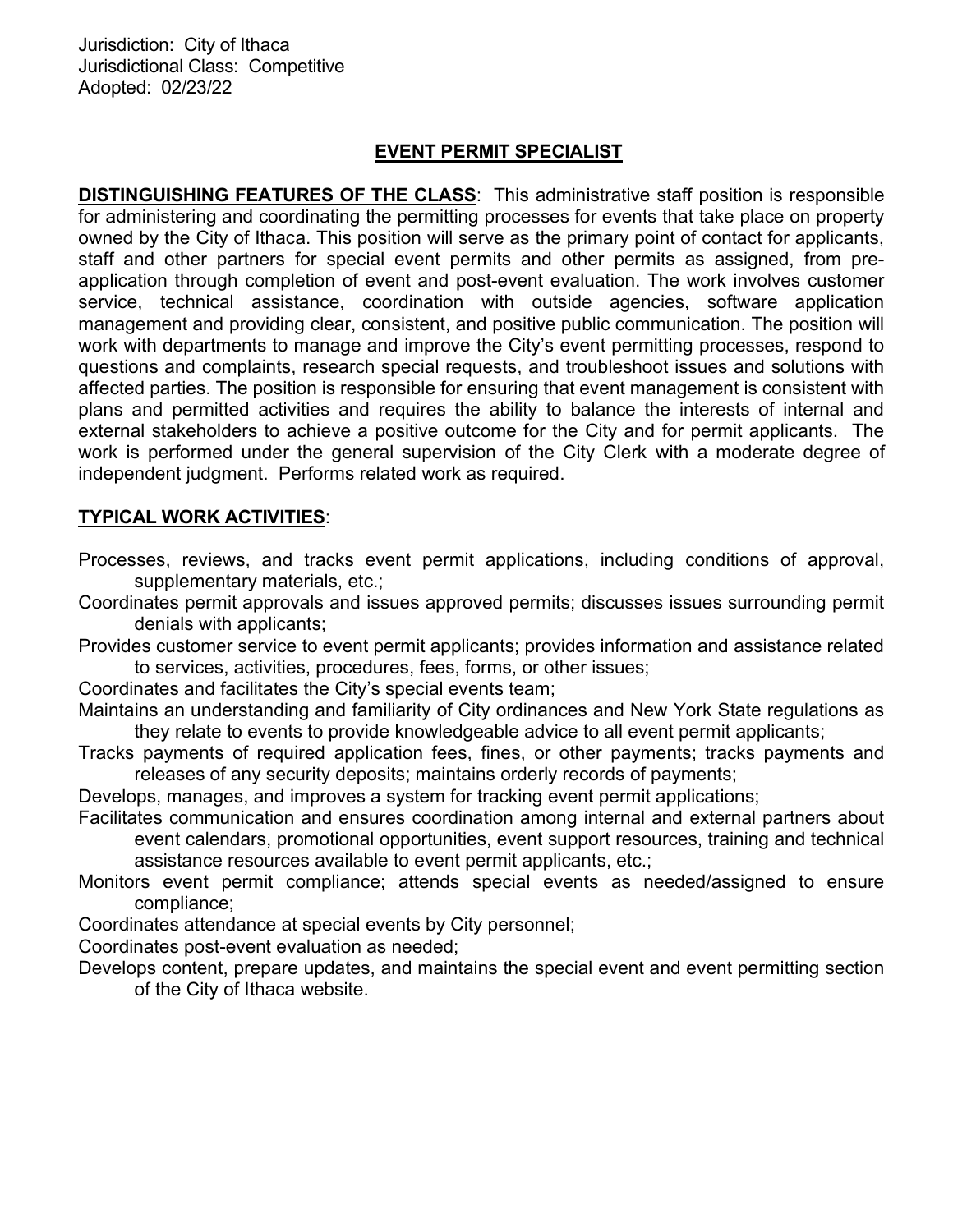Jurisdiction: City of Ithaca
Jurisdictional Class: Competitive
Adopted: 02/23/22

# EVENT PERMIT SPECIALIST

**DISTINGUISHING FEATURES OF THE CLASS**: This administrative staff position is responsible for administering and coordinating the permitting processes for events that take place on property owned by the City of Ithaca. This position will serve as the primary point of contact for applicants, staff and other partners for special event permits and other permits as assigned, from pre-application through completion of event and post-event evaluation. The work involves customer service, technical assistance, coordination with outside agencies, software application management and providing clear, consistent, and positive public communication. The position will work with departments to manage and improve the City's event permitting processes, respond to questions and complaints, research special requests, and troubleshoot issues and solutions with affected parties. The position is responsible for ensuring that event management is consistent with plans and permitted activities and requires the ability to balance the interests of internal and external stakeholders to achieve a positive outcome for the City and for permit applicants. The work is performed under the general supervision of the City Clerk with a moderate degree of independent judgment. Performs related work as required.

**TYPICAL WORK ACTIVITIES**:

Processes, reviews, and tracks event permit applications, including conditions of approval, supplementary materials, etc.;

Coordinates permit approvals and issues approved permits; discusses issues surrounding permit denials with applicants;

Provides customer service to event permit applicants; provides information and assistance related to services, activities, procedures, fees, forms, or other issues;

Coordinates and facilitates the City's special events team;

Maintains an understanding and familiarity of City ordinances and New York State regulations as they relate to events to provide knowledgeable advice to all event permit applicants;

Tracks payments of required application fees, fines, or other payments; tracks payments and releases of any security deposits; maintains orderly records of payments;

Develops, manages, and improves a system for tracking event permit applications;

Facilitates communication and ensures coordination among internal and external partners about event calendars, promotional opportunities, event support resources, training and technical assistance resources available to event permit applicants, etc.;

Monitors event permit compliance; attends special events as needed/assigned to ensure compliance;

Coordinates attendance at special events by City personnel;

Coordinates post-event evaluation as needed;

Develops content, prepare updates, and maintains the special event and event permitting section of the City of Ithaca website.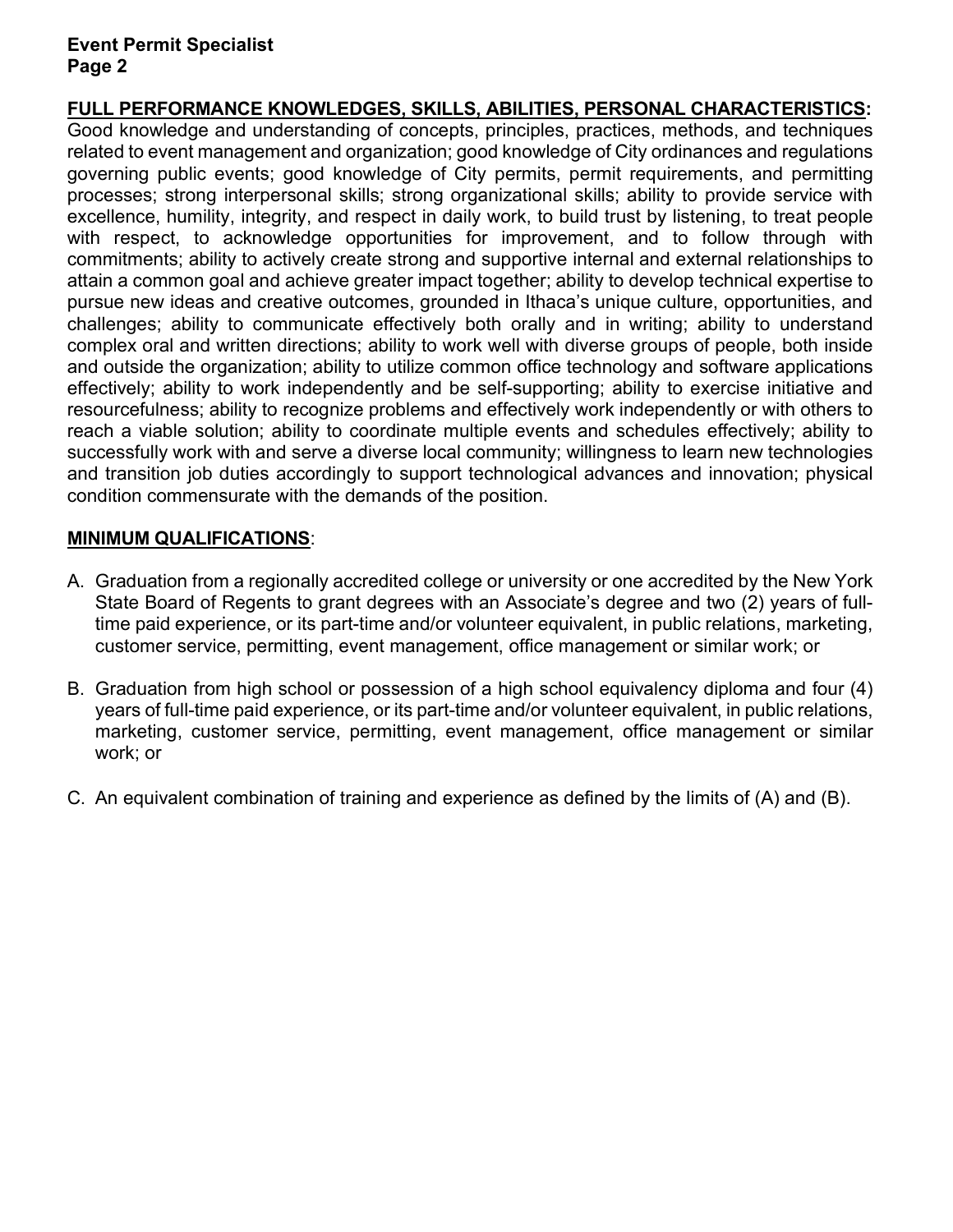**FULL PERFORMANCE KNOWLEDGES, SKILLS, ABILITIES, PERSONAL CHARACTERISTICS:**
Good knowledge and understanding of concepts, principles, practices, methods, and techniques related to event management and organization; good knowledge of City ordinances and regulations governing public events; good knowledge of City permits, permit requirements, and permitting processes; strong interpersonal skills; strong organizational skills; ability to provide service with excellence, humility, integrity, and respect in daily work, to build trust by listening, to treat people with respect, to acknowledge opportunities for improvement, and to follow through with commitments; ability to actively create strong and supportive internal and external relationships to attain a common goal and achieve greater impact together; ability to develop technical expertise to pursue new ideas and creative outcomes, grounded in Ithaca's unique culture, opportunities, and challenges; ability to communicate effectively both orally and in writing; ability to understand complex oral and written directions; ability to work well with diverse groups of people, both inside and outside the organization; ability to utilize common office technology and software applications effectively; ability to work independently and be self-supporting; ability to exercise initiative and resourcefulness; ability to recognize problems and effectively work independently or with others to reach a viable solution; ability to coordinate multiple events and schedules effectively; ability to successfully work with and serve a diverse local community; willingness to learn new technologies and transition job duties accordingly to support technological advances and innovation; physical condition commensurate with the demands of the position.

**MINIMUM QUALIFICATIONS**:

A. Graduation from a regionally accredited college or university or one accredited by the New York State Board of Regents to grant degrees with an Associate's degree and two (2) years of full-time paid experience, or its part-time and/or volunteer equivalent, in public relations, marketing, customer service, permitting, event management, office management or similar work; or

B. Graduation from high school or possession of a high school equivalency diploma and four (4) years of full-time paid experience, or its part-time and/or volunteer equivalent, in public relations, marketing, customer service, permitting, event management, office management or similar work; or

C. An equivalent combination of training and experience as defined by the limits of (A) and (B).